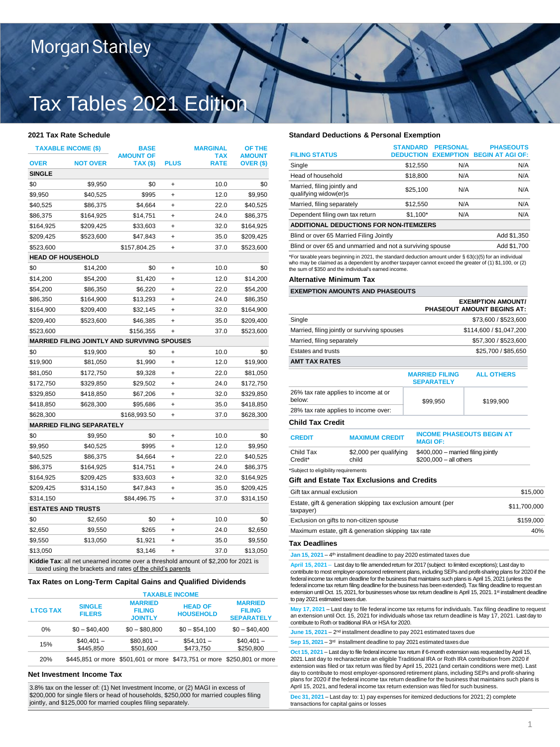Morgan Stanley

# Tax Tables 2021 Edition

## 2021 Tax Rate Schedule

| TAXABLE INCOME ($) OVER | NOT OVER | BASE AMOUNT OF TAX ($) | PLUS | MARGINAL TAX RATE | OF THE AMOUNT OVER ($) |
|---|---|---|---|---|---|
| **SINGLE** | | | | | |
| $0 | $9,950 | $0 | + | 10.0 | $0 |
| $9,950 | $40,525 | $995 | + | 12.0 | $9,950 |
| $40,525 | $86,375 | $4,664 | + | 22.0 | $40,525 |
| $86,375 | $164,925 | $14,751 | + | 24.0 | $86,375 |
| $164,925 | $209,425 | $33,603 | + | 32.0 | $164,925 |
| $209,425 | $523,600 | $47,843 | + | 35.0 | $209,425 |
| $523,600 | | $157,804.25 | + | 37.0 | $523,600 |
| **HEAD OF HOUSEHOLD** | | | | | |
| $0 | $14,200 | $0 | + | 10.0 | $0 |
| $14,200 | $54,200 | $1,420 | + | 12.0 | $14,200 |
| $54,200 | $86,350 | $6,220 | + | 22.0 | $54,200 |
| $86,350 | $164,900 | $13,293 | + | 24.0 | $86,350 |
| $164,900 | $209,400 | $32,145 | + | 32.0 | $164,900 |
| $209,400 | $523,600 | $46,385 | + | 35.0 | $209,400 |
| $523,600 | | $156,355 | + | 37.0 | $523,600 |
| **MARRIED FILING JOINTLY AND SURVIVING SPOUSES** | | | | | |
| $0 | $19,900 | $0 | + | 10.0 | $0 |
| $19,900 | $81,050 | $1,990 | + | 12.0 | $19,900 |
| $81,050 | $172,750 | $9,328 | + | 22.0 | $81,050 |
| $172,750 | $329,850 | $29,502 | + | 24.0 | $172,750 |
| $329,850 | $418,850 | $67,206 | + | 32.0 | $329,850 |
| $418,850 | $628,300 | $95,686 | + | 35.0 | $418,850 |
| $628,300 | | $168,993.50 | + | 37.0 | $628,300 |
| **MARRIED FILING SEPARATELY** | | | | | |
| $0 | $9,950 | $0 | + | 10.0 | $0 |
| $9,950 | $40,525 | $995 | + | 12.0 | $9,950 |
| $40,525 | $86,375 | $4,664 | + | 22.0 | $40,525 |
| $86,375 | $164,925 | $14,751 | + | 24.0 | $86,375 |
| $164,925 | $209,425 | $33,603 | + | 32.0 | $164,925 |
| $209,425 | $314,150 | $47,843 | + | 35.0 | $209,425 |
| $314,150 | | $84,496.75 | + | 37.0 | $314,150 |
| **ESTATES AND TRUSTS** | | | | | |
| $0 | $2,650 | $0 | + | 10.0 | $0 |
| $2,650 | $9,550 | $265 | + | 24.0 | $2,650 |
| $9,550 | $13,050 | $1,921 | + | 35.0 | $9,550 |
| $13,050 | | $3,146 | + | 37.0 | $13,050 |

**Kiddie Tax**: all net unearned income over a threshold amount of $2,200 for 2021 is taxed using the brackets and rates of the child's parents

## Tax Rates on Long-Term Capital Gains and Qualified Dividends

| LTCG TAX | TAXABLE INCOME: SINGLE FILERS | MARRIED FILING JOINTLY | HEAD OF HOUSEHOLD | MARRIED FILING SEPARATELY |
|---|---|---|---|---|
| 0% | $0 – $40,400 | $0 – $80,800 | $0 – $54,100 | $0 – $40,400 |
| 15% | $40,401 – $445,850 | $80,801 – $501,600 | $54,101 – $473,750 | $40,401 – $250,800 |
| 20% | $445,851 or more | $501,601 or more | $473,751 or more | $250,801 or more |

## Net Investment Income Tax

3.8% tax on the lesser of: (1) Net Investment Income, or (2) MAGI in excess of $200,000 for single filers or head of households, $250,000 for married couples filing jointly, and $125,000 for married couples filing separately.

## Standard Deductions & Personal Exemption

| FILING STATUS | STANDARD DEDUCTION | PERSONAL EXEMPTION | PHASEOUTS BEGIN AT AGI OF: |
|---|---|---|---|
| Single | $12,550 | N/A | N/A |
| Head of household | $18,800 | N/A | N/A |
| Married, filing jointly and qualifying widow(er)s | $25,100 | N/A | N/A |
| Married, filing separately | $12,550 | N/A | N/A |
| Dependent filing own tax return | $1,100* | N/A | N/A |
| **ADDITIONAL DEDUCTIONS FOR NON-ITEMIZERS** | | | |
| Blind or over 65 Married Filing Jointly | | | Add $1,350 |
| Blind or over 65 and unmarried and not a surviving spouse | | | Add $1,700 |

*For taxable years beginning in 2021, the standard deduction amount under § 63(c)(5) for an individual who may be claimed as a dependent by another taxpayer cannot exceed the greater of (1) $1,100, or (2) the sum of $350 and the individual's earned income.

## Alternative Minimum Tax

| EXEMPTION AMOUNTS AND PHASEOUTS | EXEMPTION AMOUNT/ PHASEOUT AMOUNT BEGINS AT: |
|---|---|
| Single | $73,600 / $523,600 |
| Married, filing jointly or surviving spouses | $114,600 / $1,047,200 |
| Married, filing separately | $57,300 / $523,600 |
| Estates and trusts | $25,700 / $85,650 |

| AMT TAX RATES | MARRIED FILING SEPARATELY | ALL OTHERS |
|---|---|---|
| 26% tax rate applies to income at or below: | $99,950 | $199,900 |
| 28% tax rate applies to income over: | $99,950 | $199,900 |

## Child Tax Credit

| CREDIT | MAXIMUM CREDIT | INCOME PHASEOUTS BEGIN AT MAGI OF: |
|---|---|---|
| Child Tax Credit* | $2,000 per qualifying child | $400,000 – married filing jointly<br>$200,000 – all others |

*Subject to eligibility requirements

## Gift and Estate Tax Exclusions and Credits

| | |
|---|---|
| Gift tax annual exclusion | $15,000 |
| Estate, gift & generation skipping tax exclusion amount (per taxpayer) | $11,700,000 |
| Exclusion on gifts to non-citizen spouse | $159,000 |
| Maximum estate, gift & generation skipping tax rate | 40% |

## Tax Deadlines

**Jan 15, 2021** – 4th installment deadline to pay 2020 estimated taxes due

**April 15, 2021** – Last day to file amended return for 2017 (subject to limited exceptions); Last day to contribute to most employer-sponsored retirement plans, including SEPs and profit-sharing plans for 2020 if the federal income tax return deadline for the business that maintains such plans is April 15, 2021 (unless the federal income tax return filing deadline for the business has been extended). Tax filing deadline to request an extension until Oct. 15, 2021, for businesses whose tax return deadline is April 15, 2021. 1st installment deadline to pay 2021 estimated taxes due.

**May 17, 2021** – Last day to file federal income tax returns for individuals. Tax filing deadline to request an extension until Oct. 15, 2021 for individuals whose tax return deadline is May 17, 2021. Last day to contribute to Roth or traditional IRA or HSA for 2020.

**June 15, 2021** – 2nd installment deadline to pay 2021 estimated taxes due

**Sep 15, 2021** – 3rd installment deadline to pay 2021 estimated taxes due

**Oct 15, 2021** – Last day to file federal income tax return if 6-month extension was requested by April 15, 2021. Last day to recharacterize an eligible Traditional IRA or Roth IRA contribution from 2020 if extension was filed or tax return was filed by April 15, 2021 (and certain conditions were met). Last day to contribute to most employer-sponsored retirement plans, including SEPs and profit-sharing plans for 2020 if the federal income tax return deadline for the business that maintains such plans is April 15, 2021, and federal income tax return extension was filed for such business.

**Dec 31, 2021** – Last day to: 1) pay expenses for itemized deductions for 2021; 2) complete transactions for capital gains or losses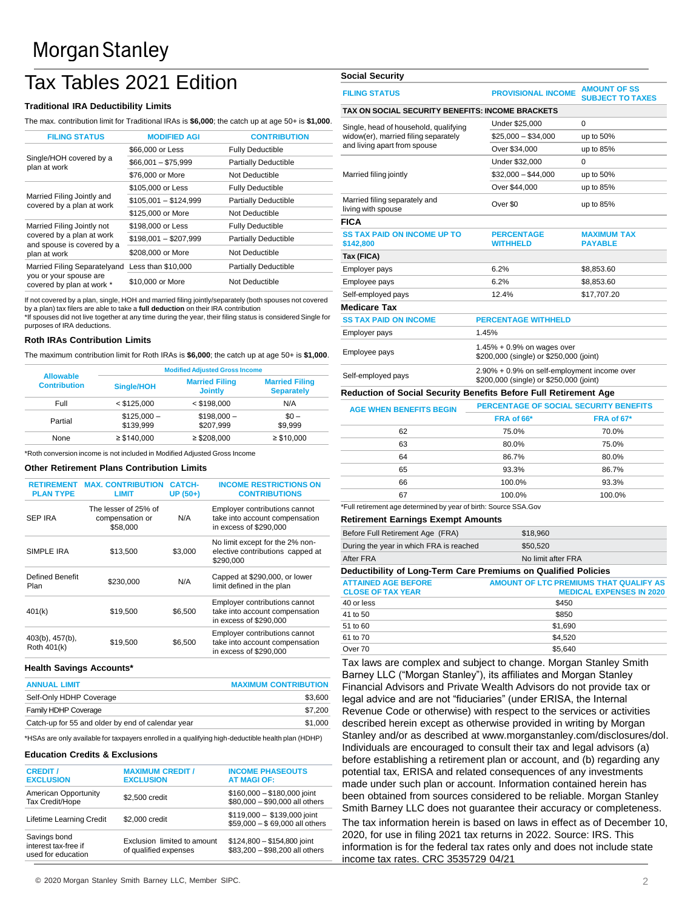Morgan Stanley

# Tax Tables 2021 Edition

### Traditional IRA Deductibility Limits

The max. contribution limit for Traditional IRAs is **$6,000**; the catch up at age 50+ is **$1,000**.

| FILING STATUS | MODIFIED AGI | CONTRIBUTION |
|---|---|---|
| Single/HOH covered by a plan at work | $66,000 or Less | Fully Deductible |
| | $66,001 – $75,999 | Partially Deductible |
| | $76,000 or More | Not Deductible |
| Married Filing Jointly and covered by a plan at work | $105,000 or Less | Fully Deductible |
| | $105,001 – $124,999 | Partially Deductible |
| | $125,000 or More | Not Deductible |
| Married Filing Jointly not covered by a plan at work and spouse is covered by a plan at work | $198,000 or Less | Fully Deductible |
| | $198,001 – $207,999 | Partially Deductible |
| | $208,000 or More | Not Deductible |
| Married Filing Separatelyand you or your spouse are covered by plan at work * | Less than $10,000 | Partially Deductible |
| | $10,000 or More | Not Deductible |

If not covered by a plan, single, HOH and married filing jointly/separately (both spouses not covered by a plan) tax filers are able to take a **full deduction** on their IRA contribution
*If spouses did not live together at any time during the year, their filing status is considered Single for purposes of IRA deductions.

### Roth IRAs Contribution Limits

The maximum contribution limit for Roth IRAs is **$6,000**; the catch up at age 50+ is **$1,000**.

| Allowable Contribution | Modified Adjusted Gross Income | | |
|---|---|---|---|
| | Single/HOH | Married Filing Jointly | Married Filing Separately |
| Full | < $125,000 | < $198,000 | N/A |
| Partial | $125,000 – $139,999 | $198,000 – $207,999 | $0 – $9,999 |
| None | ≥ $140,000 | ≥ $208,000 | ≥ $10,000 |

*Roth conversion income is not included in Modified Adjusted Gross Income

### Other Retirement Plans Contribution Limits

| RETIREMENT PLAN TYPE | MAX. CONTRIBUTION LIMIT | CATCH-UP (50+) | INCOME RESTRICTIONS ON CONTRIBUTIONS |
|---|---|---|---|
| SEP IRA | The lesser of 25% of compensation or $58,000 | N/A | Employer contributions cannot take into account compensation in excess of $290,000 |
| SIMPLE IRA | $13,500 | $3,000 | No limit except for the 2% non-elective contributions capped at $290,000 |
| Defined Benefit Plan | $230,000 | N/A | Capped at $290,000, or lower limit defined in the plan |
| 401(k) | $19,500 | $6,500 | Employer contributions cannot take into account compensation in excess of $290,000 |
| 403(b), 457(b), Roth 401(k) | $19,500 | $6,500 | Employer contributions cannot take into account compensation in excess of $290,000 |

### Health Savings Accounts*

| ANNUAL LIMIT | MAXIMUM CONTRIBUTION |
|---|---|
| Self-Only HDHP Coverage | $3,600 |
| Family HDHP Coverage | $7,200 |
| Catch-up for 55 and older by end of calendar year | $1,000 |

*HSAs are only available for taxpayers enrolled in a qualifying high-deductible health plan (HDHP)

### Education Credits & Exclusions

| CREDIT / EXCLUSION | MAXIMUM CREDIT / EXCLUSION | INCOME PHASEOUTS AT MAGI OF: |
|---|---|---|
| American Opportunity Tax Credit/Hope | $2,500 credit | $160,000 – $180,000 joint<br>$80,000 – $90,000 all others |
| Lifetime Learning Credit | $2,000 credit | $119,000 – $139,000 joint<br>$59,000 – $ 69,000 all others |
| Savings bond interest tax-free if used for education | Exclusion limited to amount of qualified expenses | $124,800 – $154,800 joint<br>$83,200 – $98,200 all others |

### Social Security

| FILING STATUS | PROVISIONAL INCOME | AMOUNT OF SS SUBJECT TO TAXES |
|---|---|---|
| **TAX ON SOCIAL SECURITY BENEFITS: INCOME BRACKETS** | | |
| Single, head of household, qualifying widow(er), married filing separately and living apart from spouse | Under $25,000 | 0 |
| | $25,000 – $34,000 | up to 50% |
| | Over $34,000 | up to 85% |
| Married filing jointly | Under $32,000 | 0 |
| | $32,000 – $44,000 | up to 50% |
| | Over $44,000 | up to 85% |
| Married filing separately and living with spouse | Over $0 | up to 85% |

### FICA

| SS TAX PAID ON INCOME UP TO $142,800 | PERCENTAGE WITHHELD | MAXIMUM TAX PAYABLE |
|---|---|---|
| **Tax (FICA)** | | |
| Employer pays | 6.2% | $8,853.60 |
| Employee pays | 6.2% | $8,853.60 |
| Self-employed pays | 12.4% | $17,707.20 |

### Medicare Tax

| SS TAX PAID ON INCOME | PERCENTAGE WITHHELD |
|---|---|
| Employer pays | 1.45% |
| Employee pays | 1.45% + 0.9% on wages over $200,000 (single) or $250,000 (joint) |
| Self-employed pays | 2.90% + 0.9% on self-employment income over $200,000 (single) or $250,000 (joint) |

### Reduction of Social Security Benefits Before Full Retirement Age

| AGE WHEN BENEFITS BEGIN | PERCENTAGE OF SOCIAL SECURITY BENEFITS | |
|---|---|---|
| | FRA of 66* | FRA of 67* |
| 62 | 75.0% | 70.0% |
| 63 | 80.0% | 75.0% |
| 64 | 86.7% | 80.0% |
| 65 | 93.3% | 86.7% |
| 66 | 100.0% | 93.3% |
| 67 | 100.0% | 100.0% |

*Full retirement age determined by year of birth: Source SSA.Gov

### Retirement Earnings Exempt Amounts

| | |
|---|---|
| Before Full Retirement Age (FRA) | $18,960 |
| During the year in which FRA is reached | $50,520 |
| After FRA | No limit after FRA |

### Deductibility of Long-Term Care Premiums on Qualified Policies

| ATTAINED AGE BEFORE CLOSE OF TAX YEAR | AMOUNT OF LTC PREMIUMS THAT QUALIFY AS MEDICAL EXPENSES IN 2020 |
|---|---|
| 40 or less | $450 |
| 41 to 50 | $850 |
| 51 to 60 | $1,690 |
| 61 to 70 | $4,520 |
| Over 70 | $5,640 |

Tax laws are complex and subject to change. Morgan Stanley Smith Barney LLC ("Morgan Stanley"), its affiliates and Morgan Stanley Financial Advisors and Private Wealth Advisors do not provide tax or legal advice and are not "fiduciaries" (under ERISA, the Internal Revenue Code or otherwise) with respect to the services or activities described herein except as otherwise provided in writing by Morgan Stanley and/or as described at www.morganstanley.com/disclosures/dol. Individuals are encouraged to consult their tax and legal advisors (a) before establishing a retirement plan or account, and (b) regarding any potential tax, ERISA and related consequences of any investments made under such plan or account. Information contained herein has been obtained from sources considered to be reliable. Morgan Stanley Smith Barney LLC does not guarantee their accuracy or completeness.

The tax information herein is based on laws in effect as of December 10, 2020, for use in filing 2021 tax returns in 2022. Source: IRS. This information is for the federal tax rates only and does not include state income tax rates. CRC 3535729 04/21

© 2020 Morgan Stanley Smith Barney LLC, Member SIPC.